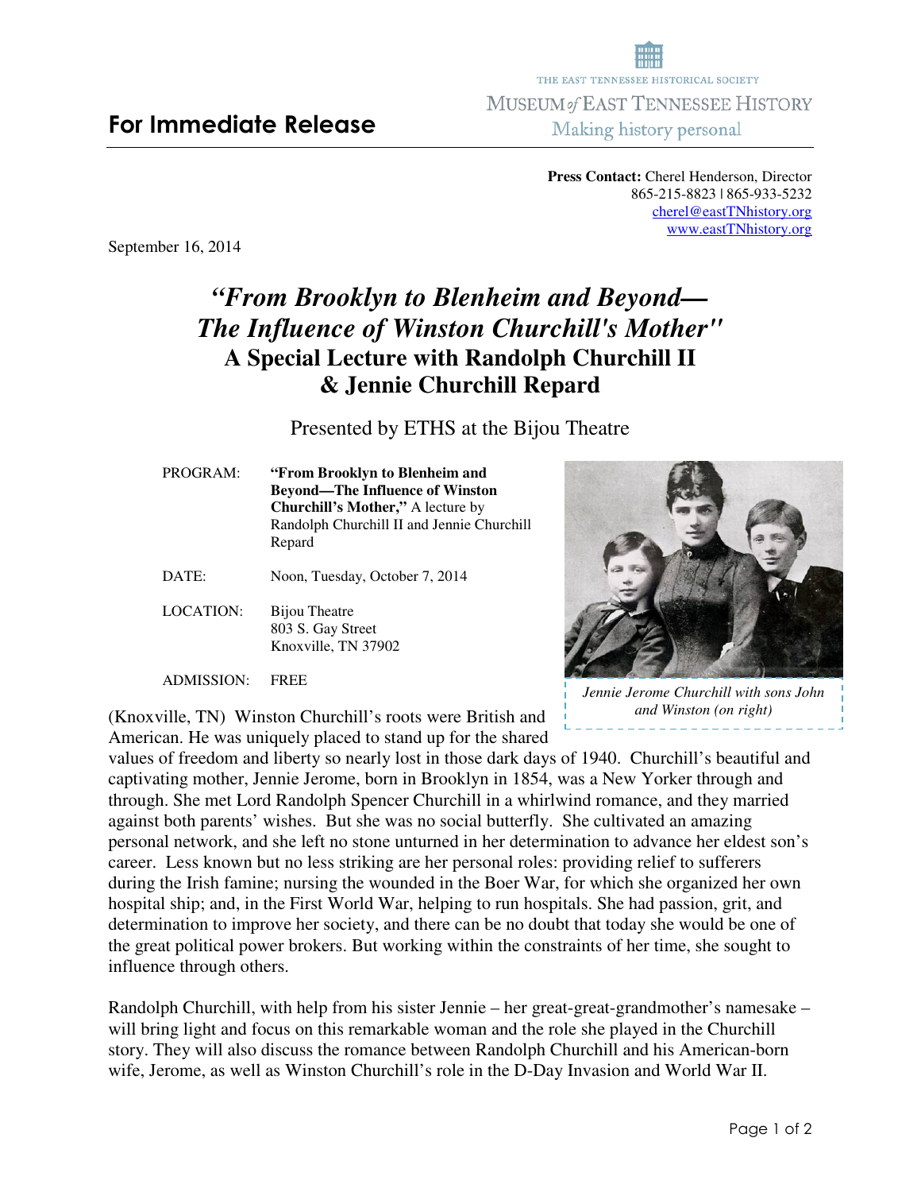# For Immediate Release

THE EAST TENNESSEE HISTORICAL SOCIETY
MUSEUM *of* EAST TENNESSEE HISTORY
Making history personal

**Press Contact:** Cherel Henderson, Director
865-215-8823 | 865-933-5232
cherel@eastTNhistory.org
www.eastTNhistory.org

September 16, 2014

## *"From Brooklyn to Blenheim and Beyond— The Influence of Winston Churchill's Mother"*
## A Special Lecture with Randolph Churchill II & Jennie Churchill Repard

Presented by ETHS at the Bijou Theatre

| | |
|---|---|
| PROGRAM: | **"From Brooklyn to Blenheim and Beyond—The Influence of Winston Churchill's Mother,"** A lecture by Randolph Churchill II and Jennie Churchill Repard |
| DATE: | Noon, Tuesday, October 7, 2014 |
| LOCATION: | Bijou Theatre<br>803 S. Gay Street<br>Knoxville, TN 37902 |
| ADMISSION: | FREE |

*Jennie Jerome Churchill with sons John and Winston (on right)*

(Knoxville, TN) Winston Churchill's roots were British and American. He was uniquely placed to stand up for the shared values of freedom and liberty so nearly lost in those dark days of 1940. Churchill's beautiful and captivating mother, Jennie Jerome, born in Brooklyn in 1854, was a New Yorker through and through. She met Lord Randolph Spencer Churchill in a whirlwind romance, and they married against both parents' wishes. But she was no social butterfly. She cultivated an amazing personal network, and she left no stone unturned in her determination to advance her eldest son's career. Less known but no less striking are her personal roles: providing relief to sufferers during the Irish famine; nursing the wounded in the Boer War, for which she organized her own hospital ship; and, in the First World War, helping to run hospitals. She had passion, grit, and determination to improve her society, and there can be no doubt that today she would be one of the great political power brokers. But working within the constraints of her time, she sought to influence through others.

Randolph Churchill, with help from his sister Jennie – her great-great-grandmother's namesake – will bring light and focus on this remarkable woman and the role she played in the Churchill story. They will also discuss the romance between Randolph Churchill and his American-born wife, Jerome, as well as Winston Churchill's role in the D-Day Invasion and World War II.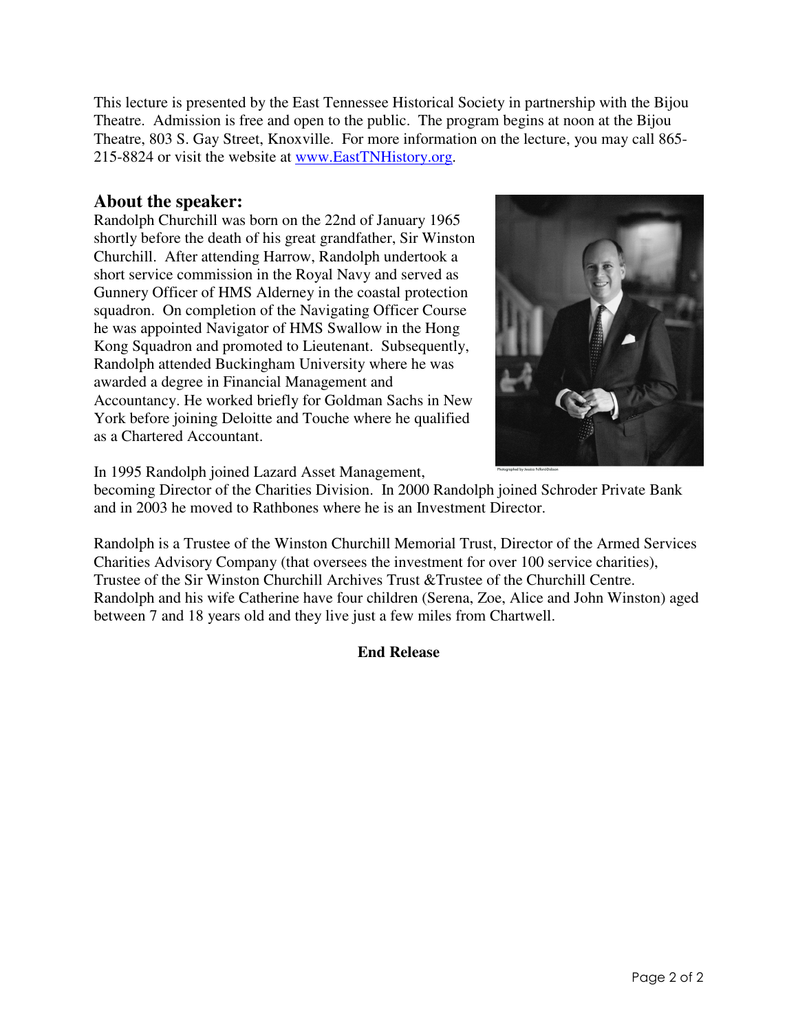This lecture is presented by the East Tennessee Historical Society in partnership with the Bijou Theatre. Admission is free and open to the public. The program begins at noon at the Bijou Theatre, 803 S. Gay Street, Knoxville. For more information on the lecture, you may call 865-215-8824 or visit the website at www.EastTNHistory.org.

## About the speaker:

Randolph Churchill was born on the 22nd of January 1965 shortly before the death of his great grandfather, Sir Winston Churchill. After attending Harrow, Randolph undertook a short service commission in the Royal Navy and served as Gunnery Officer of HMS Alderney in the coastal protection squadron. On completion of the Navigating Officer Course he was appointed Navigator of HMS Swallow in the Hong Kong Squadron and promoted to Lieutenant. Subsequently, Randolph attended Buckingham University where he was awarded a degree in Financial Management and Accountancy. He worked briefly for Goldman Sachs in New York before joining Deloitte and Touche where he qualified as a Chartered Accountant.

Photographed by Jessica Fulford-Dobson

In 1995 Randolph joined Lazard Asset Management, becoming Director of the Charities Division. In 2000 Randolph joined Schroder Private Bank and in 2003 he moved to Rathbones where he is an Investment Director.

Randolph is a Trustee of the Winston Churchill Memorial Trust, Director of the Armed Services Charities Advisory Company (that oversees the investment for over 100 service charities), Trustee of the Sir Winston Churchill Archives Trust &Trustee of the Churchill Centre. Randolph and his wife Catherine have four children (Serena, Zoe, Alice and John Winston) aged between 7 and 18 years old and they live just a few miles from Chartwell.

**End Release**